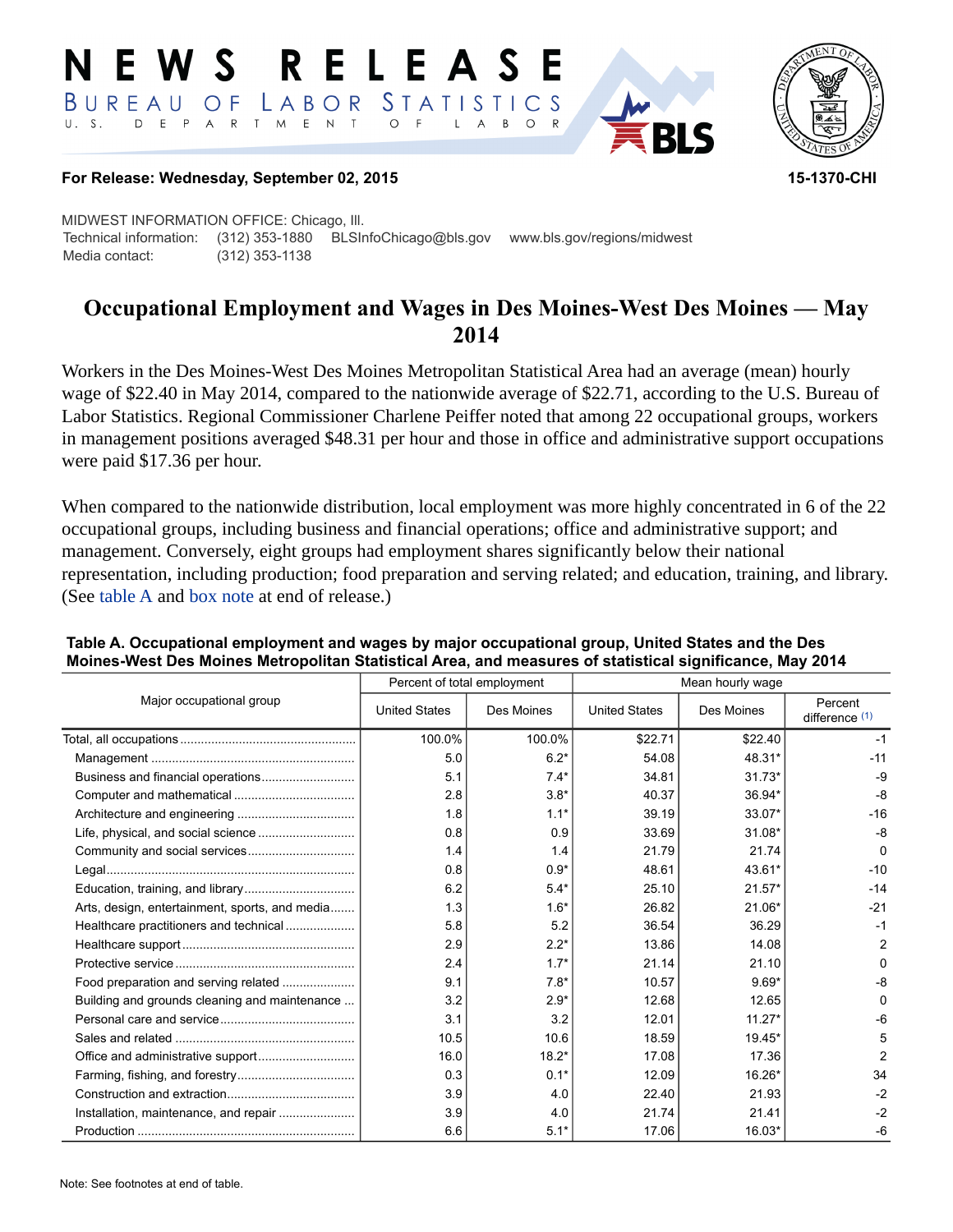NEWS RELEASE

BUREAU OF LABOR STATISTICS

U. S. DEPARTMENT OF LABOR

**For Release: Wednesday, September 02, 2015** **15-1370-CHI**

MIDWEST INFORMATION OFFICE: Chicago, Ill.
Technical information: (312) 353-1880 BLSInfoChicago@bls.gov www.bls.gov/regions/midwest
Media contact: (312) 353-1138

# Occupational Employment and Wages in Des Moines-West Des Moines — May 2014

Workers in the Des Moines-West Des Moines Metropolitan Statistical Area had an average (mean) hourly wage of $22.40 in May 2014, compared to the nationwide average of $22.71, according to the U.S. Bureau of Labor Statistics. Regional Commissioner Charlene Peiffer noted that among 22 occupational groups, workers in management positions averaged $48.31 per hour and those in office and administrative support occupations were paid $17.36 per hour.

When compared to the nationwide distribution, local employment was more highly concentrated in 6 of the 22 occupational groups, including business and financial operations; office and administrative support; and management. Conversely, eight groups had employment shares significantly below their national representation, including production; food preparation and serving related; and education, training, and library. (See table A and box note at end of release.)

**Table A. Occupational employment and wages by major occupational group, United States and the Des Moines-West Des Moines Metropolitan Statistical Area, and measures of statistical significance, May 2014**

| Major occupational group | Percent of total employment | | Mean hourly wage | | |
|---|---|---|---|---|---|
| | United States | Des Moines | United States | Des Moines | Percent difference (1) |
| Total, all occupations | 100.0% | 100.0% | $22.71 | $22.40 | -1 |
| Management | 5.0 | 6.2* | 54.08 | 48.31* | -11 |
| Business and financial operations | 5.1 | 7.4* | 34.81 | 31.73* | -9 |
| Computer and mathematical | 2.8 | 3.8* | 40.37 | 36.94* | -8 |
| Architecture and engineering | 1.8 | 1.1* | 39.19 | 33.07* | -16 |
| Life, physical, and social science | 0.8 | 0.9 | 33.69 | 31.08* | -8 |
| Community and social services | 1.4 | 1.4 | 21.79 | 21.74 | 0 |
| Legal | 0.8 | 0.9* | 48.61 | 43.61* | -10 |
| Education, training, and library | 6.2 | 5.4* | 25.10 | 21.57* | -14 |
| Arts, design, entertainment, sports, and media | 1.3 | 1.6* | 26.82 | 21.06* | -21 |
| Healthcare practitioners and technical | 5.8 | 5.2 | 36.54 | 36.29 | -1 |
| Healthcare support | 2.9 | 2.2* | 13.86 | 14.08 | 2 |
| Protective service | 2.4 | 1.7* | 21.14 | 21.10 | 0 |
| Food preparation and serving related | 9.1 | 7.8* | 10.57 | 9.69* | -8 |
| Building and grounds cleaning and maintenance | 3.2 | 2.9* | 12.68 | 12.65 | 0 |
| Personal care and service | 3.1 | 3.2 | 12.01 | 11.27* | -6 |
| Sales and related | 10.5 | 10.6 | 18.59 | 19.45* | 5 |
| Office and administrative support | 16.0 | 18.2* | 17.08 | 17.36 | 2 |
| Farming, fishing, and forestry | 0.3 | 0.1* | 12.09 | 16.26* | 34 |
| Construction and extraction | 3.9 | 4.0 | 22.40 | 21.93 | -2 |
| Installation, maintenance, and repair | 3.9 | 4.0 | 21.74 | 21.41 | -2 |
| Production | 6.6 | 5.1* | 17.06 | 16.03* | -6 |

Note: See footnotes at end of table.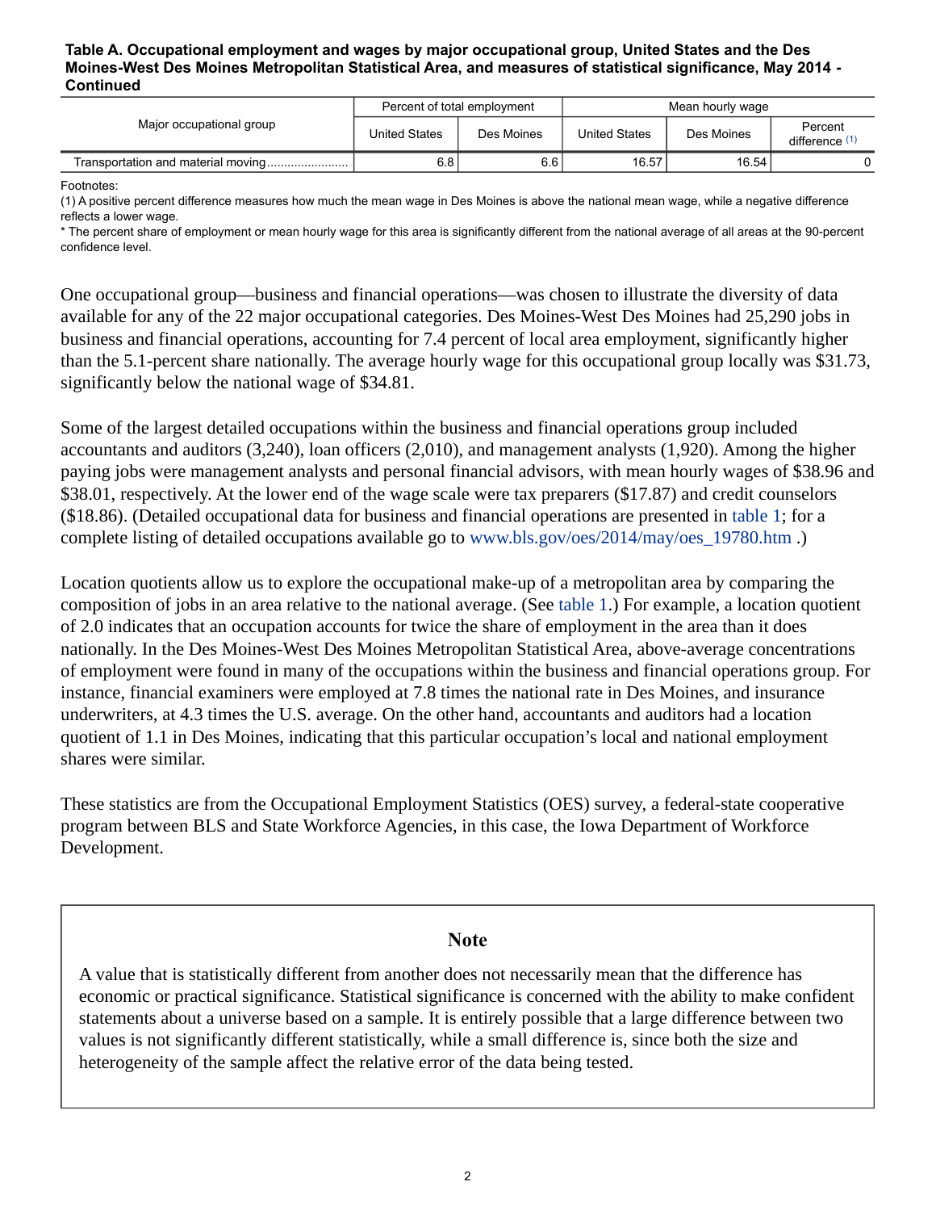**Table A. Occupational employment and wages by major occupational group, United States and the Des Moines-West Des Moines Metropolitan Statistical Area, and measures of statistical significance, May 2014 - Continued**

| Major occupational group | Percent of total employment | | Mean hourly wage | | |
|---|---|---|---|---|---|
| | United States | Des Moines | United States | Des Moines | Percent difference (1) |
| Transportation and material moving | 6.8 | 6.6 | 16.57 | 16.54 | 0 |

Footnotes:
(1) A positive percent difference measures how much the mean wage in Des Moines is above the national mean wage, while a negative difference reflects a lower wage.
* The percent share of employment or mean hourly wage for this area is significantly different from the national average of all areas at the 90-percent confidence level.

One occupational group—business and financial operations—was chosen to illustrate the diversity of data available for any of the 22 major occupational categories. Des Moines-West Des Moines had 25,290 jobs in business and financial operations, accounting for 7.4 percent of local area employment, significantly higher than the 5.1-percent share nationally. The average hourly wage for this occupational group locally was $31.73, significantly below the national wage of $34.81.

Some of the largest detailed occupations within the business and financial operations group included accountants and auditors (3,240), loan officers (2,010), and management analysts (1,920). Among the higher paying jobs were management analysts and personal financial advisors, with mean hourly wages of $38.96 and $38.01, respectively. At the lower end of the wage scale were tax preparers ($17.87) and credit counselors ($18.86). (Detailed occupational data for business and financial operations are presented in table 1; for a complete listing of detailed occupations available go to www.bls.gov/oes/2014/may/oes_19780.htm .)

Location quotients allow us to explore the occupational make-up of a metropolitan area by comparing the composition of jobs in an area relative to the national average. (See table 1.) For example, a location quotient of 2.0 indicates that an occupation accounts for twice the share of employment in the area than it does nationally. In the Des Moines-West Des Moines Metropolitan Statistical Area, above-average concentrations of employment were found in many of the occupations within the business and financial operations group. For instance, financial examiners were employed at 7.8 times the national rate in Des Moines, and insurance underwriters, at 4.3 times the U.S. average. On the other hand, accountants and auditors had a location quotient of 1.1 in Des Moines, indicating that this particular occupation's local and national employment shares were similar.

These statistics are from the Occupational Employment Statistics (OES) survey, a federal-state cooperative program between BLS and State Workforce Agencies, in this case, the Iowa Department of Workforce Development.

## Note

A value that is statistically different from another does not necessarily mean that the difference has economic or practical significance. Statistical significance is concerned with the ability to make confident statements about a universe based on a sample. It is entirely possible that a large difference between two values is not significantly different statistically, while a small difference is, since both the size and heterogeneity of the sample affect the relative error of the data being tested.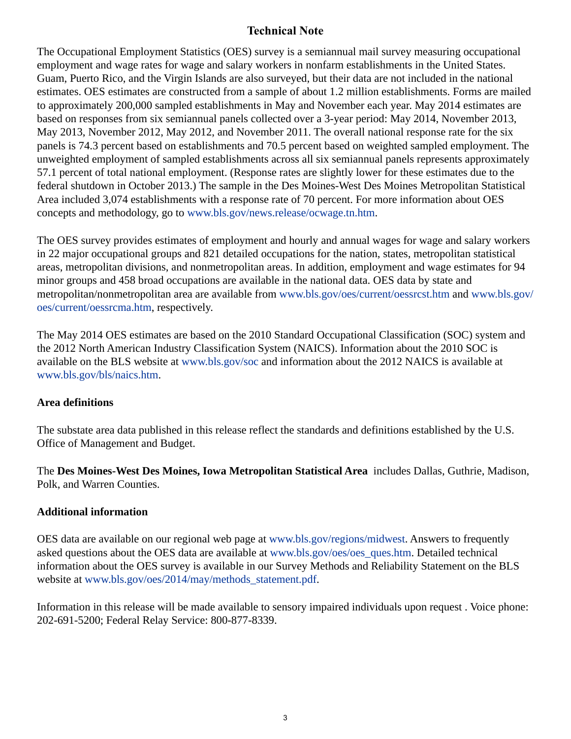## Technical Note

The Occupational Employment Statistics (OES) survey is a semiannual mail survey measuring occupational employment and wage rates for wage and salary workers in nonfarm establishments in the United States. Guam, Puerto Rico, and the Virgin Islands are also surveyed, but their data are not included in the national estimates. OES estimates are constructed from a sample of about 1.2 million establishments. Forms are mailed to approximately 200,000 sampled establishments in May and November each year. May 2014 estimates are based on responses from six semiannual panels collected over a 3-year period: May 2014, November 2013, May 2013, November 2012, May 2012, and November 2011. The overall national response rate for the six panels is 74.3 percent based on establishments and 70.5 percent based on weighted sampled employment. The unweighted employment of sampled establishments across all six semiannual panels represents approximately 57.1 percent of total national employment. (Response rates are slightly lower for these estimates due to the federal shutdown in October 2013.) The sample in the Des Moines-West Des Moines Metropolitan Statistical Area included 3,074 establishments with a response rate of 70 percent. For more information about OES concepts and methodology, go to www.bls.gov/news.release/ocwage.tn.htm.

The OES survey provides estimates of employment and hourly and annual wages for wage and salary workers in 22 major occupational groups and 821 detailed occupations for the nation, states, metropolitan statistical areas, metropolitan divisions, and nonmetropolitan areas. In addition, employment and wage estimates for 94 minor groups and 458 broad occupations are available in the national data. OES data by state and metropolitan/nonmetropolitan area are available from www.bls.gov/oes/current/oessrcst.htm and www.bls.gov/oes/current/oessrcma.htm, respectively.

The May 2014 OES estimates are based on the 2010 Standard Occupational Classification (SOC) system and the 2012 North American Industry Classification System (NAICS). Information about the 2010 SOC is available on the BLS website at www.bls.gov/soc and information about the 2012 NAICS is available at www.bls.gov/bls/naics.htm.

### Area definitions

The substate area data published in this release reflect the standards and definitions established by the U.S. Office of Management and Budget.

The **Des Moines-West Des Moines, Iowa Metropolitan Statistical Area** includes Dallas, Guthrie, Madison, Polk, and Warren Counties.

### Additional information

OES data are available on our regional web page at www.bls.gov/regions/midwest. Answers to frequently asked questions about the OES data are available at www.bls.gov/oes/oes_ques.htm. Detailed technical information about the OES survey is available in our Survey Methods and Reliability Statement on the BLS website at www.bls.gov/oes/2014/may/methods_statement.pdf.

Information in this release will be made available to sensory impaired individuals upon request . Voice phone: 202-691-5200; Federal Relay Service: 800-877-8339.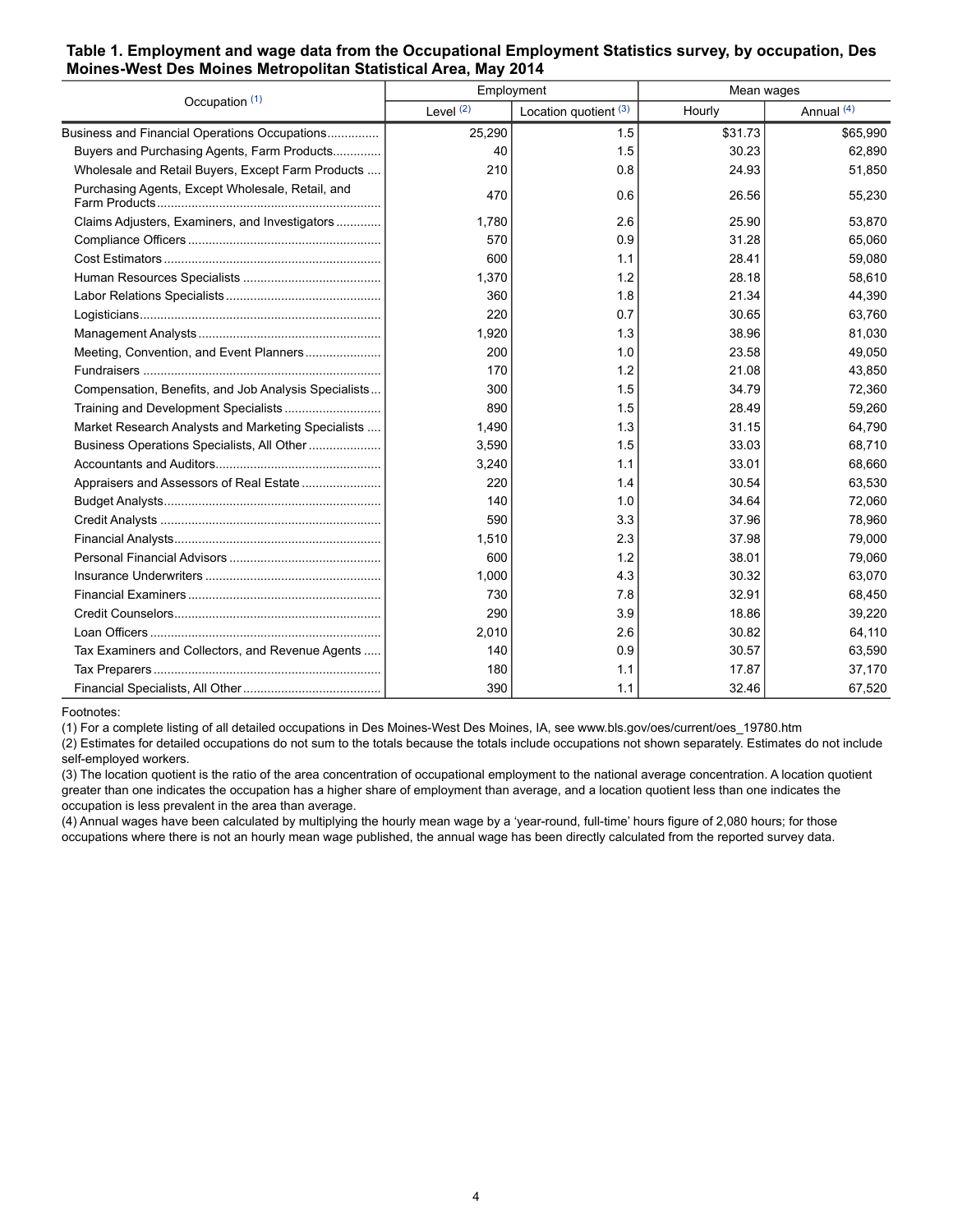**Table 1. Employment and wage data from the Occupational Employment Statistics survey, by occupation, Des Moines-West Des Moines Metropolitan Statistical Area, May 2014**

| Occupation [(1)] | Employment | | Mean wages | |
|---|---|---|---|---|
| | Level [(2)] | Location quotient [(3)] | Hourly | Annual [(4)] |
| Business and Financial Operations Occupations | 25,290 | 1.5 | $31.73 | $65,990 |
| Buyers and Purchasing Agents, Farm Products | 40 | 1.5 | 30.23 | 62,890 |
| Wholesale and Retail Buyers, Except Farm Products | 210 | 0.8 | 24.93 | 51,850 |
| Purchasing Agents, Except Wholesale, Retail, and Farm Products | 470 | 0.6 | 26.56 | 55,230 |
| Claims Adjusters, Examiners, and Investigators | 1,780 | 2.6 | 25.90 | 53,870 |
| Compliance Officers | 570 | 0.9 | 31.28 | 65,060 |
| Cost Estimators | 600 | 1.1 | 28.41 | 59,080 |
| Human Resources Specialists | 1,370 | 1.2 | 28.18 | 58,610 |
| Labor Relations Specialists | 360 | 1.8 | 21.34 | 44,390 |
| Logisticians | 220 | 0.7 | 30.65 | 63,760 |
| Management Analysts | 1,920 | 1.3 | 38.96 | 81,030 |
| Meeting, Convention, and Event Planners | 200 | 1.0 | 23.58 | 49,050 |
| Fundraisers | 170 | 1.2 | 21.08 | 43,850 |
| Compensation, Benefits, and Job Analysis Specialists | 300 | 1.5 | 34.79 | 72,360 |
| Training and Development Specialists | 890 | 1.5 | 28.49 | 59,260 |
| Market Research Analysts and Marketing Specialists | 1,490 | 1.3 | 31.15 | 64,790 |
| Business Operations Specialists, All Other | 3,590 | 1.5 | 33.03 | 68,710 |
| Accountants and Auditors | 3,240 | 1.1 | 33.01 | 68,660 |
| Appraisers and Assessors of Real Estate | 220 | 1.4 | 30.54 | 63,530 |
| Budget Analysts | 140 | 1.0 | 34.64 | 72,060 |
| Credit Analysts | 590 | 3.3 | 37.96 | 78,960 |
| Financial Analysts | 1,510 | 2.3 | 37.98 | 79,000 |
| Personal Financial Advisors | 600 | 1.2 | 38.01 | 79,060 |
| Insurance Underwriters | 1,000 | 4.3 | 30.32 | 63,070 |
| Financial Examiners | 730 | 7.8 | 32.91 | 68,450 |
| Credit Counselors | 290 | 3.9 | 18.86 | 39,220 |
| Loan Officers | 2,010 | 2.6 | 30.82 | 64,110 |
| Tax Examiners and Collectors, and Revenue Agents | 140 | 0.9 | 30.57 | 63,590 |
| Tax Preparers | 180 | 1.1 | 17.87 | 37,170 |
| Financial Specialists, All Other | 390 | 1.1 | 32.46 | 67,520 |

Footnotes:
(1) For a complete listing of all detailed occupations in Des Moines-West Des Moines, IA, see www.bls.gov/oes/current/oes_19780.htm
(2) Estimates for detailed occupations do not sum to the totals because the totals include occupations not shown separately. Estimates do not include self-employed workers.
(3) The location quotient is the ratio of the area concentration of occupational employment to the national average concentration. A location quotient greater than one indicates the occupation has a higher share of employment than average, and a location quotient less than one indicates the occupation is less prevalent in the area than average.
(4) Annual wages have been calculated by multiplying the hourly mean wage by a 'year-round, full-time' hours figure of 2,080 hours; for those occupations where there is not an hourly mean wage published, the annual wage has been directly calculated from the reported survey data.